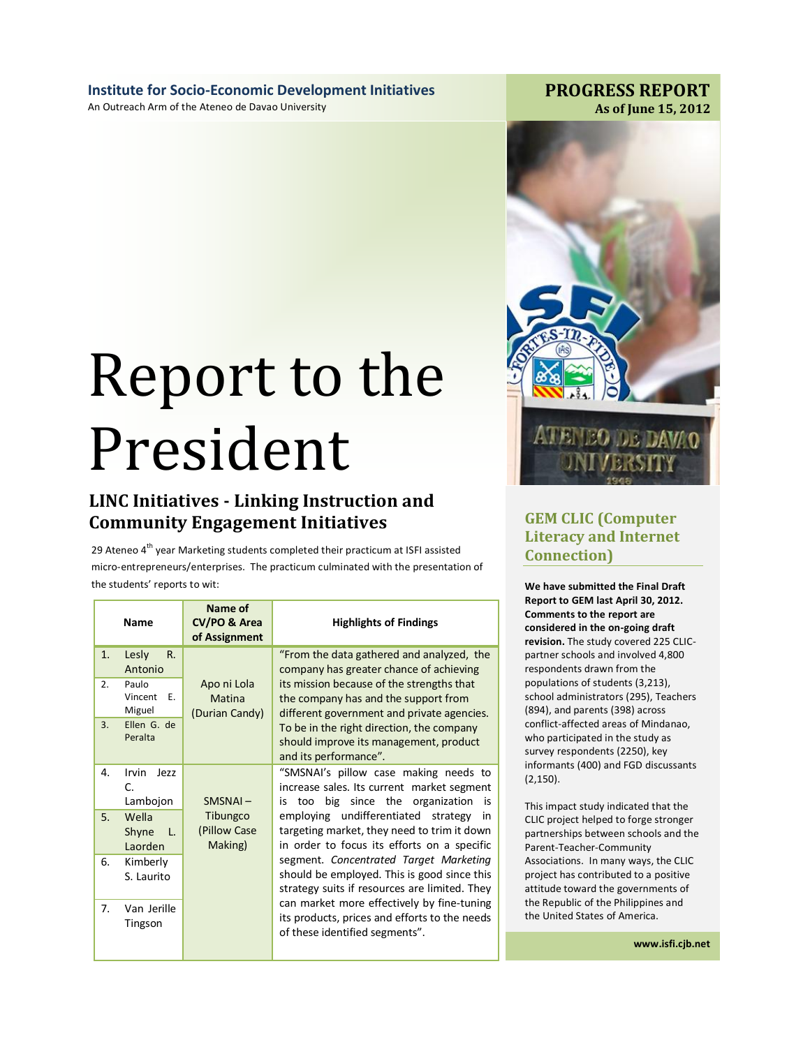**Institute for Socio-Economic Development Initiatives**

An Outreach Arm of the Ateneo de Davao University

**PROGRESS REPORT**
**As of June 15, 2012**

# Report to the President

## LINC Initiatives - Linking Instruction and Community Engagement Initiatives

29 Ateneo 4th year Marketing students completed their practicum at ISFI assisted micro-entrepreneurs/enterprises. The practicum culminated with the presentation of the students' reports to wit:

| Name | Name of CV/PO & Area of Assignment | Highlights of Findings |
|---|---|---|
| 1. Lesly R. Antonio<br>2. Paulo Vincent E. Miguel<br>3. Ellen G. de Peralta | Apo ni Lola Matina (Durian Candy) | "From the data gathered and analyzed, the company has greater chance of achieving its mission because of the strengths that the company has and the support from different government and private agencies. To be in the right direction, the company should improve its management, product and its performance". |
| 4. Irvin Jezz C. Lambojon<br>5. Wella Shyne L. Laorden<br>6. Kimberly S. Laurito<br>7. Van Jerille Tingson | SMSNAI – Tibungco (Pillow Case Making) | "SMSNAI's pillow case making needs to increase sales. Its current market segment is too big since the organization is employing undifferentiated strategy in targeting market, they need to trim it down in order to focus its efforts on a specific segment. *Concentrated Target Marketing* should be employed. This is good since this strategy suits if resources are limited. They can market more effectively by fine-tuning its products, prices and efforts to the needs of these identified segments". |

## GEM CLIC (Computer Literacy and Internet Connection)

**We have submitted the Final Draft Report to GEM last April 30, 2012. Comments to the report are considered in the on-going draft revision.** The study covered 225 CLIC-partner schools and involved 4,800 respondents drawn from the populations of students (3,213), school administrators (295), Teachers (894), and parents (398) across conflict-affected areas of Mindanao, who participated in the study as survey respondents (2250), key informants (400) and FGD discussants (2,150).

This impact study indicated that the CLIC project helped to forge stronger partnerships between schools and the Parent-Teacher-Community Associations. In many ways, the CLIC project has contributed to a positive attitude toward the governments of the Republic of the Philippines and the United States of America.

**www.isfi.cjb.net**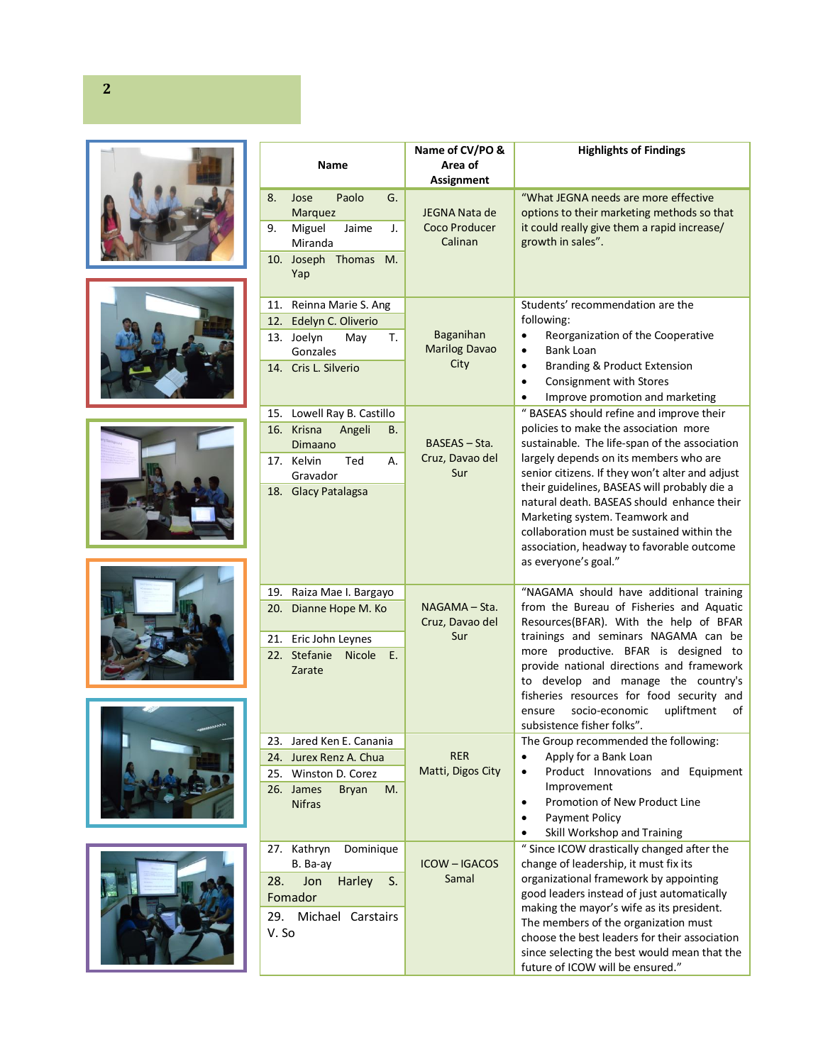| Name | Name of CV/PO & Area of Assignment | Highlights of Findings |
|---|---|---|
| 8. Jose Paolo G. Marquez<br>9. Miguel Jaime J. Miranda<br>10. Joseph Thomas M. Yap | JEGNA Nata de Coco Producer Calinan | "What JEGNA needs are more effective options to their marketing methods so that it could really give them a rapid increase/ growth in sales". |
| 11. Reinna Marie S. Ang<br>12. Edelyn C. Oliverio<br>13. Joelyn May T. Gonzales<br>14. Cris L. Silverio | Baganihan Marilog Davao City | Students' recommendation are the following:<br>• Reorganization of the Cooperative<br>• Bank Loan<br>• Branding & Product Extension<br>• Consignment with Stores<br>• Improve promotion and marketing |
| 15. Lowell Ray B. Castillo<br>16. Krisna Angeli B. Dimaano<br>17. Kelvin Ted A. Gravador<br>18. Glacy Patalagsa | BASEAS – Sta. Cruz, Davao del Sur | " BASEAS should refine and improve their policies to make the association more sustainable. The life-span of the association largely depends on its members who are senior citizens. If they won't alter and adjust their guidelines, BASEAS will probably die a natural death. BASEAS should enhance their Marketing system. Teamwork and collaboration must be sustained within the association, headway to favorable outcome as everyone's goal." |
| 19. Raiza Mae I. Bargayo<br>20. Dianne Hope M. Ko<br>21. Eric John Leynes<br>22. Stefanie Nicole E. Zarate | NAGAMA – Sta. Cruz, Davao del Sur | "NAGAMA should have additional training from the Bureau of Fisheries and Aquatic Resources(BFAR). With the help of BFAR trainings and seminars NAGAMA can be more productive. BFAR is designed to provide national directions and framework to develop and manage the country's fisheries resources for food security and ensure socio-economic upliftment of subsistence fisher folks". |
| 23. Jared Ken E. Canania<br>24. Jurex Renz A. Chua<br>25. Winston D. Corez<br>26. James Bryan M. Nifras | RER Matti, Digos City | The Group recommended the following:<br>• Apply for a Bank Loan<br>• Product Innovations and Equipment Improvement<br>• Promotion of New Product Line<br>• Payment Policy<br>• Skill Workshop and Training |
| 27. Kathryn Dominique B. Ba-ay<br>28. Jon Harley S. Fomador<br>29. Michael Carstairs V. So | ICOW – IGACOS Samal | " Since ICOW drastically changed after the change of leadership, it must fix its organizational framework by appointing good leaders instead of just automatically making the mayor's wife as its president. The members of the organization must choose the best leaders for their association since selecting the best would mean that the future of ICOW will be ensured." |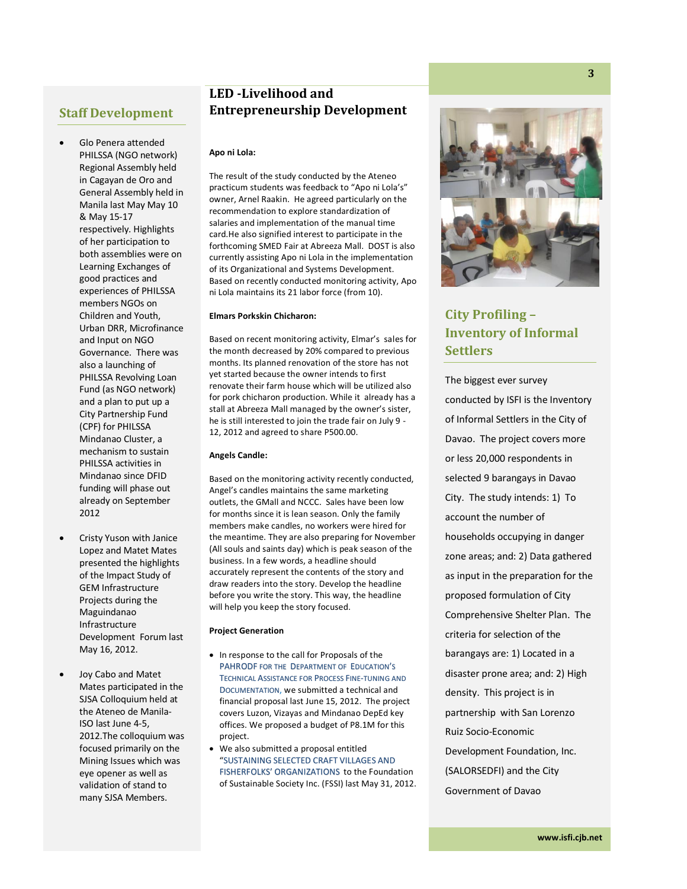## Staff Development

- Glo Penera attended PHILSSA (NGO network) Regional Assembly held in Cagayan de Oro and General Assembly held in Manila last May May 10 & May 15-17 respectively. Highlights of her participation to both assemblies were on Learning Exchanges of good practices and experiences of PHILSSA members NGOs on Children and Youth, Urban DRR, Microfinance and Input on NGO Governance. There was also a launching of PHILSSA Revolving Loan Fund (as NGO network) and a plan to put up a City Partnership Fund (CPF) for PHILSSA Mindanao Cluster, a mechanism to sustain PHILSSA activities in Mindanao since DFID funding will phase out already on September 2012

- Cristy Yuson with Janice Lopez and Matet Mates presented the highlights of the Impact Study of GEM Infrastructure Projects during the Maguindanao Infrastructure Development Forum last May 16, 2012.

- Joy Cabo and Matet Mates participated in the SJSA Colloquium held at the Ateneo de Manila-ISO last June 4-5, 2012.The colloquium was focused primarily on the Mining Issues which was eye opener as well as validation of stand to many SJSA Members.

## LED -Livelihood and Entrepreneurship Development

**Apo ni Lola:**

The result of the study conducted by the Ateneo practicum students was feedback to "Apo ni Lola's" owner, Arnel Raakin. He agreed particularly on the recommendation to explore standardization of salaries and implementation of the manual time card.He also signified interest to participate in the forthcoming SMED Fair at Abreeza Mall. DOST is also currently assisting Apo ni Lola in the implementation of its Organizational and Systems Development. Based on recently conducted monitoring activity, Apo ni Lola maintains its 21 labor force (from 10).

**Elmars Porkskin Chicharon:**

Based on recent monitoring activity, Elmar's sales for the month decreased by 20% compared to previous months. Its planned renovation of the store has not yet started because the owner intends to first renovate their farm house which will be utilized also for pork chicharon production. While it already has a stall at Abreeza Mall managed by the owner's sister, he is still interested to join the trade fair on July 9 - 12, 2012 and agreed to share P500.00.

**Angels Candle:**

Based on the monitoring activity recently conducted, Angel's candles maintains the same marketing outlets, the GMall and NCCC. Sales have been low for months since it is lean season. Only the family members make candles, no workers were hired for the meantime. They are also preparing for November (All souls and saints day) which is peak season of the business. In a few words, a headline should accurately represent the contents of the story and draw readers into the story. Develop the headline before you write the story. This way, the headline will help you keep the story focused.

**Project Generation**

- In response to the call for Proposals of the PAHRODF FOR THE DEPARTMENT OF EDUCATION'S TECHNICAL ASSISTANCE FOR PROCESS FINE-TUNING AND DOCUMENTATION, we submitted a technical and financial proposal last June 15, 2012. The project covers Luzon, Vizayas and Mindanao DepEd key offices. We proposed a budget of P8.1M for this project.
- We also submitted a proposal entitled "SUSTAINING SELECTED CRAFT VILLAGES AND FISHERFOLKS' ORGANIZATIONS to the Foundation of Sustainable Society Inc. (FSSI) last May 31, 2012.

## City Profiling – Inventory of Informal Settlers

The biggest ever survey conducted by ISFI is the Inventory of Informal Settlers in the City of Davao. The project covers more or less 20,000 respondents in selected 9 barangays in Davao City. The study intends: 1) To account the number of households occupying in danger zone areas; and: 2) Data gathered as input in the preparation for the proposed formulation of City Comprehensive Shelter Plan. The criteria for selection of the barangays are: 1) Located in a disaster prone area; and: 2) High density. This project is in partnership with San Lorenzo Ruiz Socio-Economic Development Foundation, Inc. (SALORSEDFI) and the City Government of Davao

www.isfi.cjb.net